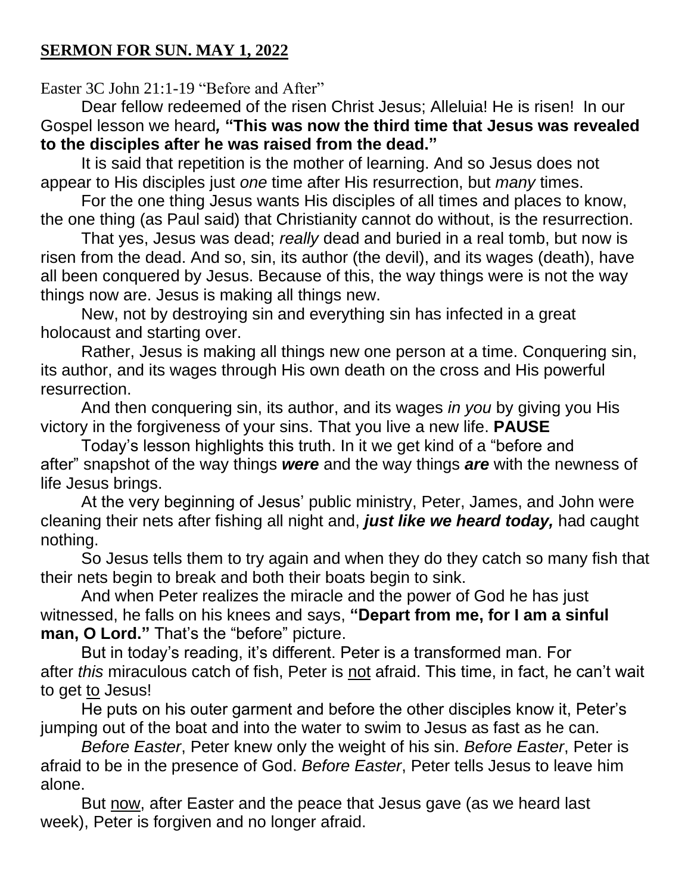# **SERMON FOR SUN. MAY 1, 2022**

Easter 3C John 21:1-19 "Before and After"

Dear fellow redeemed of the risen Christ Jesus; Alleluia! He is risen! In our Gospel lesson we heard***,*** **"This was now the third time that Jesus was revealed to the disciples after he was raised from the dead."**

It is said that repetition is the mother of learning. And so Jesus does not appear to His disciples just *one* time after His resurrection, but *many* times.

For the one thing Jesus wants His disciples of all times and places to know, the one thing (as Paul said) that Christianity cannot do without, is the resurrection.

That yes, Jesus was dead; *really* dead and buried in a real tomb, but now is risen from the dead. And so, sin, its author (the devil), and its wages (death), have all been conquered by Jesus. Because of this, the way things were is not the way things now are. Jesus is making all things new.

New, not by destroying sin and everything sin has infected in a great holocaust and starting over.

Rather, Jesus is making all things new one person at a time. Conquering sin, its author, and its wages through His own death on the cross and His powerful resurrection.

And then conquering sin, its author, and its wages *in you* by giving you His victory in the forgiveness of your sins. That you live a new life. **PAUSE**

Today's lesson highlights this truth. In it we get kind of a "before and after" snapshot of the way things ***were*** and the way things ***are*** with the newness of life Jesus brings.

At the very beginning of Jesus' public ministry, Peter, James, and John were cleaning their nets after fishing all night and, ***just like we heard today,*** had caught nothing.

So Jesus tells them to try again and when they do they catch so many fish that their nets begin to break and both their boats begin to sink.

And when Peter realizes the miracle and the power of God he has just witnessed, he falls on his knees and says, **"Depart from me, for I am a sinful man, O Lord."** That's the "before" picture.

But in today's reading, it's different. Peter is a transformed man. For after *this* miraculous catch of fish, Peter is <u>not</u> afraid. This time, in fact, he can't wait to get <u>to</u> Jesus!

He puts on his outer garment and before the other disciples know it, Peter's jumping out of the boat and into the water to swim to Jesus as fast as he can.

*Before Easter*, Peter knew only the weight of his sin. *Before Easter*, Peter is afraid to be in the presence of God. *Before Easter*, Peter tells Jesus to leave him alone.

But <u>now</u>, after Easter and the peace that Jesus gave (as we heard last week), Peter is forgiven and no longer afraid.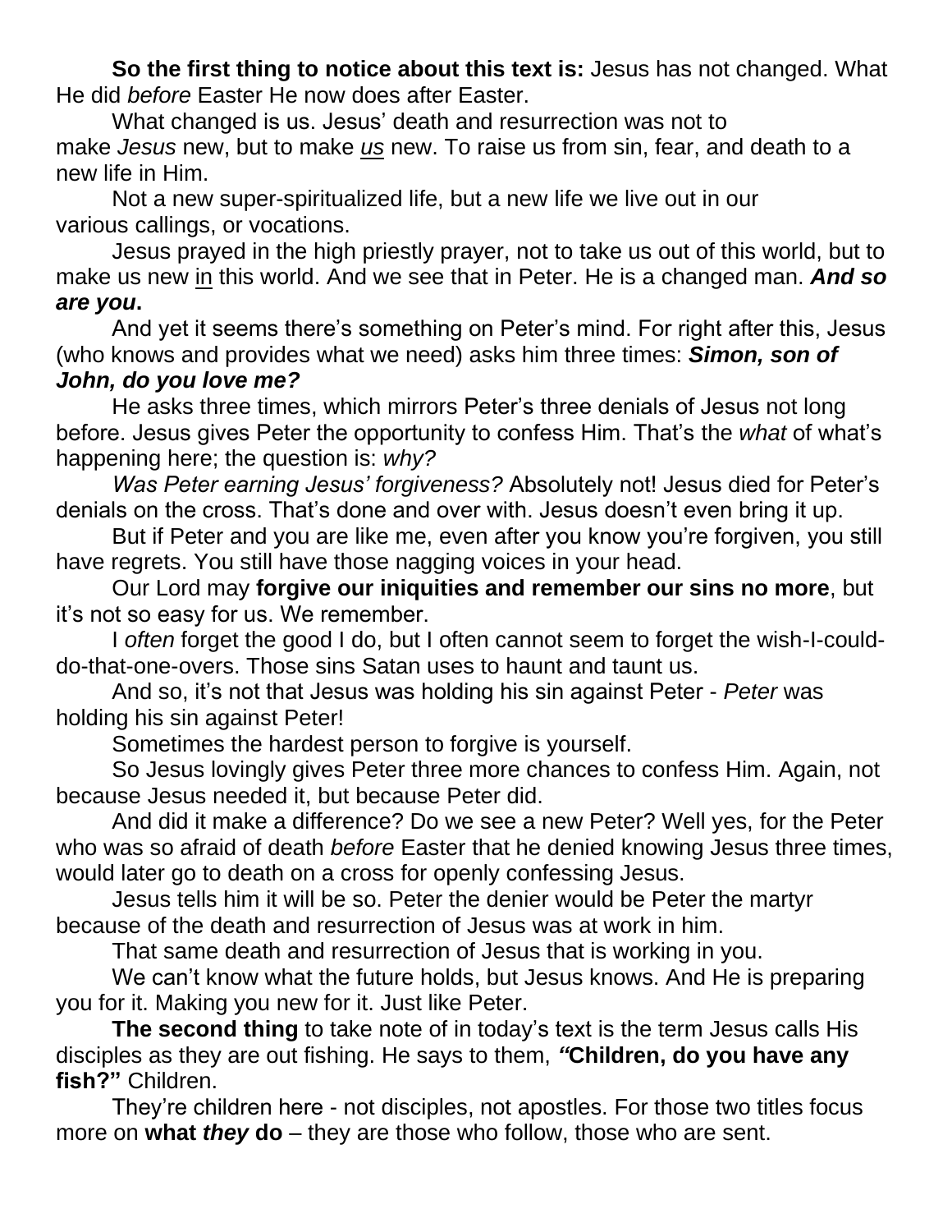**So the first thing to notice about this text is:** Jesus has not changed. What He did *before* Easter He now does after Easter.

What changed is us. Jesus' death and resurrection was not to make *Jesus* new, but to make *us* new. To raise us from sin, fear, and death to a new life in Him.

Not a new super-spiritualized life, but a new life we live out in our various callings, or vocations.

Jesus prayed in the high priestly prayer, not to take us out of this world, but to make us new in this world. And we see that in Peter. He is a changed man. ***And so are you*****.**

And yet it seems there's something on Peter's mind. For right after this, Jesus (who knows and provides what we need) asks him three times: ***Simon, son of John, do you love me?***

He asks three times, which mirrors Peter's three denials of Jesus not long before. Jesus gives Peter the opportunity to confess Him. That's the *what* of what's happening here; the question is: *why?*

*Was Peter earning Jesus' forgiveness?* Absolutely not! Jesus died for Peter's denials on the cross. That's done and over with. Jesus doesn't even bring it up.

But if Peter and you are like me, even after you know you're forgiven, you still have regrets. You still have those nagging voices in your head.

Our Lord may **forgive our iniquities and remember our sins no more**, but it's not so easy for us. We remember.

I *often* forget the good I do, but I often cannot seem to forget the wish-I-could-do-that-one-overs. Those sins Satan uses to haunt and taunt us.

And so, it's not that Jesus was holding his sin against Peter - *Peter* was holding his sin against Peter!

Sometimes the hardest person to forgive is yourself.

So Jesus lovingly gives Peter three more chances to confess Him. Again, not because Jesus needed it, but because Peter did.

And did it make a difference? Do we see a new Peter? Well yes, for the Peter who was so afraid of death *before* Easter that he denied knowing Jesus three times, would later go to death on a cross for openly confessing Jesus.

Jesus tells him it will be so. Peter the denier would be Peter the martyr because of the death and resurrection of Jesus was at work in him.

That same death and resurrection of Jesus that is working in you.

We can't know what the future holds, but Jesus knows. And He is preparing you for it. Making you new for it. Just like Peter.

**The second thing** to take note of in today's text is the term Jesus calls His disciples as they are out fishing. He says to them, ***"*****Children, do you have any fish?"** Children.

They're children here - not disciples, not apostles. For those two titles focus more on **what *they* do** – they are those who follow, those who are sent.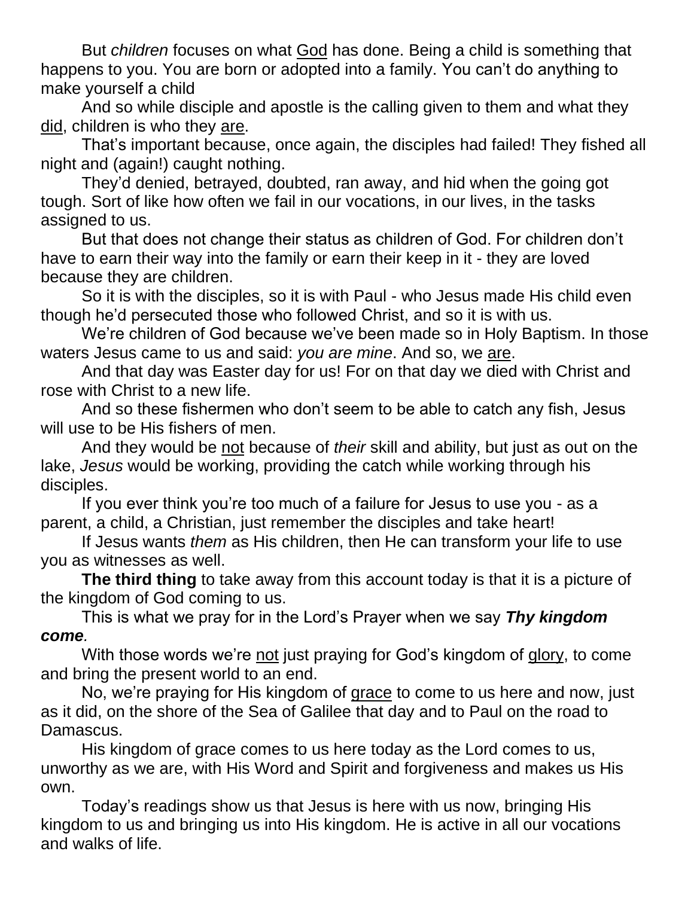But *children* focuses on what God has done. Being a child is something that happens to you. You are born or adopted into a family. You can't do anything to make yourself a child

And so while disciple and apostle is the calling given to them and what they did, children is who they are.

That's important because, once again, the disciples had failed! They fished all night and (again!) caught nothing.

They'd denied, betrayed, doubted, ran away, and hid when the going got tough. Sort of like how often we fail in our vocations, in our lives, in the tasks assigned to us.

But that does not change their status as children of God. For children don't have to earn their way into the family or earn their keep in it - they are loved because they are children.

So it is with the disciples, so it is with Paul - who Jesus made His child even though he'd persecuted those who followed Christ, and so it is with us.

We're children of God because we've been made so in Holy Baptism. In those waters Jesus came to us and said: *you are mine*. And so, we are.

And that day was Easter day for us! For on that day we died with Christ and rose with Christ to a new life.

And so these fishermen who don't seem to be able to catch any fish, Jesus will use to be His fishers of men.

And they would be not because of *their* skill and ability, but just as out on the lake, *Jesus* would be working, providing the catch while working through his disciples.

If you ever think you're too much of a failure for Jesus to use you - as a parent, a child, a Christian, just remember the disciples and take heart!

If Jesus wants *them* as His children, then He can transform your life to use you as witnesses as well.

**The third thing** to take away from this account today is that it is a picture of the kingdom of God coming to us.

This is what we pray for in the Lord's Prayer when we say ***Thy kingdom come****.*

With those words we're not just praying for God's kingdom of glory, to come and bring the present world to an end.

No, we're praying for His kingdom of grace to come to us here and now, just as it did, on the shore of the Sea of Galilee that day and to Paul on the road to Damascus.

His kingdom of grace comes to us here today as the Lord comes to us, unworthy as we are, with His Word and Spirit and forgiveness and makes us His own.

Today's readings show us that Jesus is here with us now, bringing His kingdom to us and bringing us into His kingdom. He is active in all our vocations and walks of life.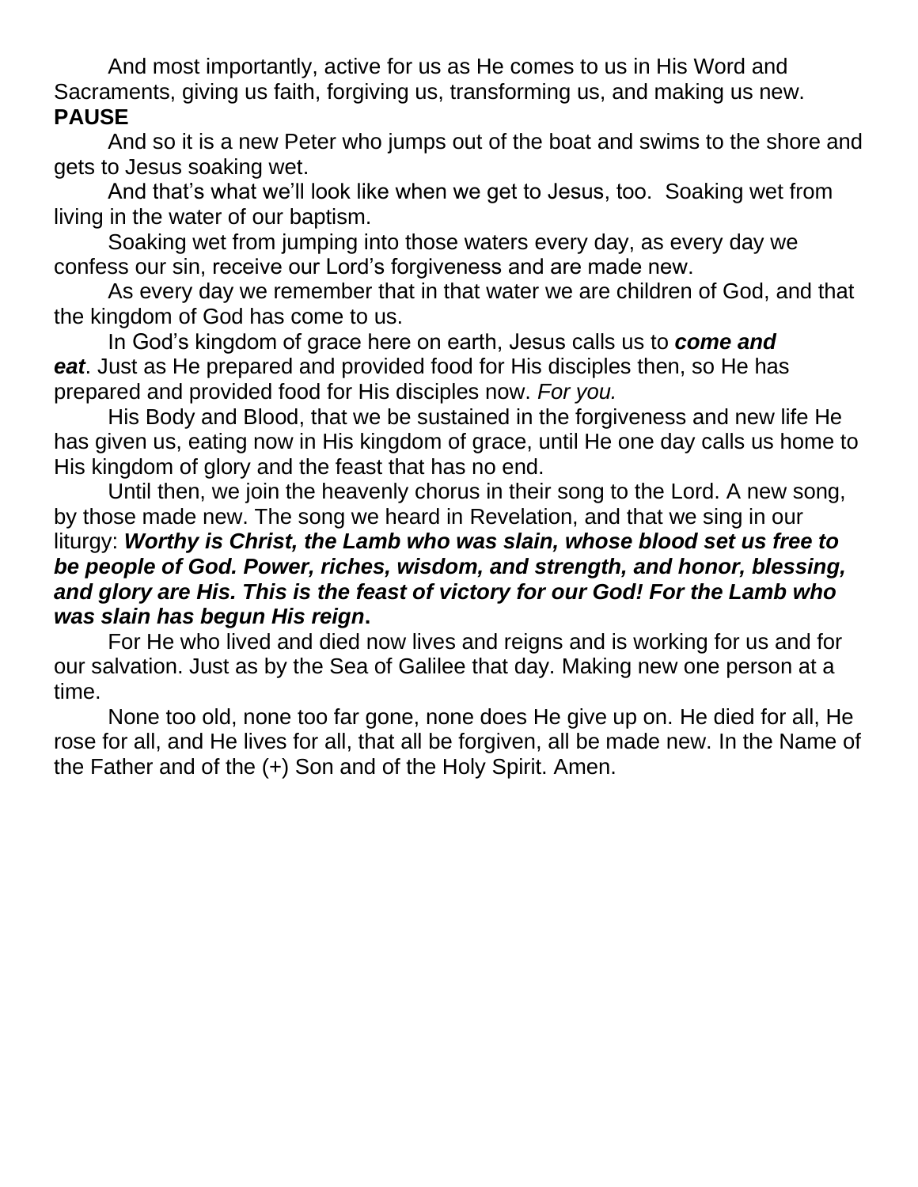And most importantly, active for us as He comes to us in His Word and Sacraments, giving us faith, forgiving us, transforming us, and making us new.
**PAUSE**

And so it is a new Peter who jumps out of the boat and swims to the shore and gets to Jesus soaking wet.

And that's what we'll look like when we get to Jesus, too. Soaking wet from living in the water of our baptism.

Soaking wet from jumping into those waters every day, as every day we confess our sin, receive our Lord's forgiveness and are made new.

As every day we remember that in that water we are children of God, and that the kingdom of God has come to us.

In God's kingdom of grace here on earth, Jesus calls us to ***come and eat***. Just as He prepared and provided food for His disciples then, so He has prepared and provided food for His disciples now. *For you.*

His Body and Blood, that we be sustained in the forgiveness and new life He has given us, eating now in His kingdom of grace, until He one day calls us home to His kingdom of glory and the feast that has no end.

Until then, we join the heavenly chorus in their song to the Lord. A new song, by those made new. The song we heard in Revelation, and that we sing in our liturgy: ***Worthy is Christ, the Lamb who was slain, whose blood set us free to be people of God. Power, riches, wisdom, and strength, and honor, blessing, and glory are His. This is the feast of victory for our God! For the Lamb who was slain has begun His reign*.**

For He who lived and died now lives and reigns and is working for us and for our salvation. Just as by the Sea of Galilee that day. Making new one person at a time.

None too old, none too far gone, none does He give up on. He died for all, He rose for all, and He lives for all, that all be forgiven, all be made new. In the Name of the Father and of the (+) Son and of the Holy Spirit. Amen.